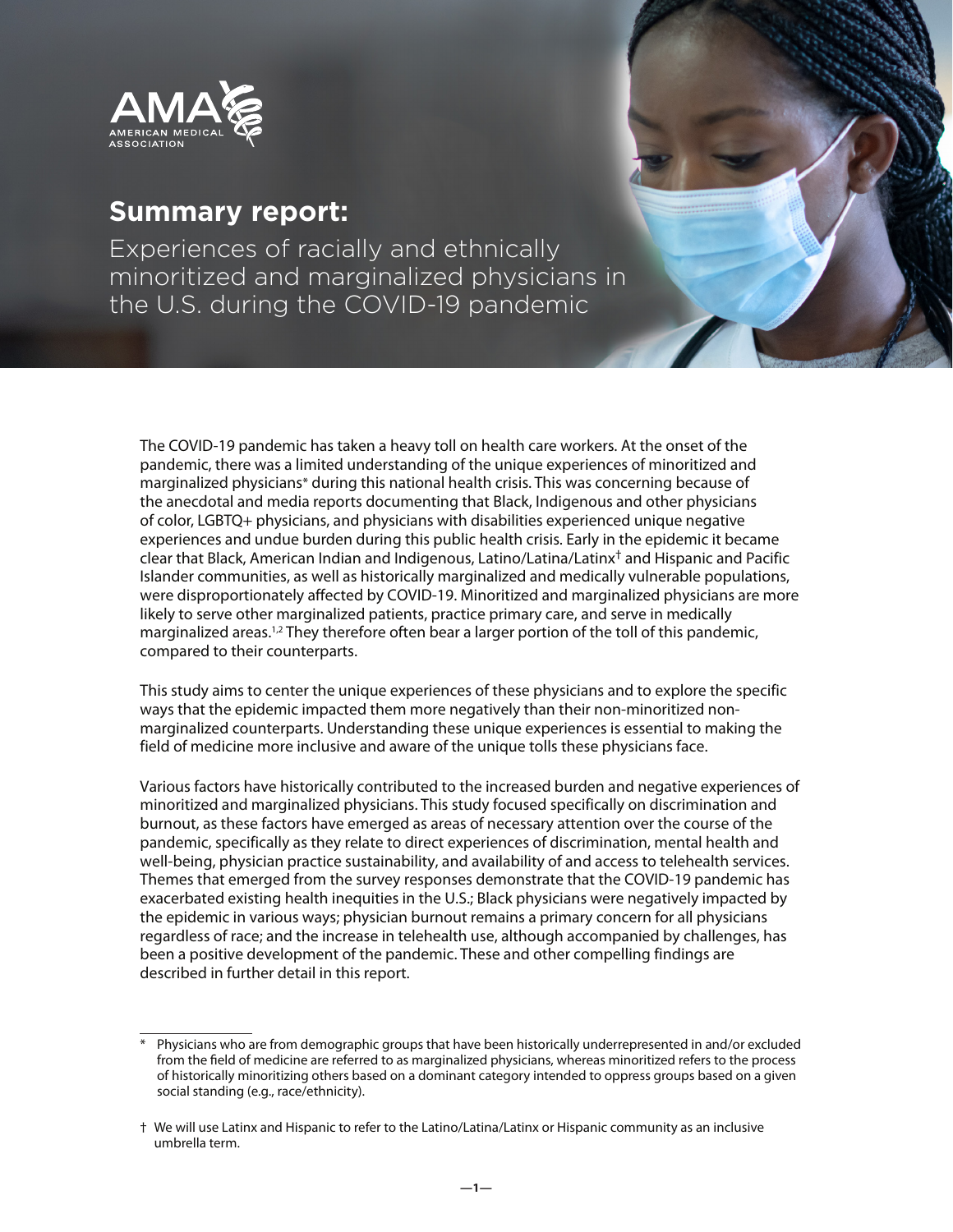AMA AMERICAN MEDICAL ASSOCIATION

# Summary report:

## Experiences of racially and ethnically minoritized and marginalized physicians in the U.S. during the COVID-19 pandemic

The COVID-19 pandemic has taken a heavy toll on health care workers. At the onset of the pandemic, there was a limited understanding of the unique experiences of minoritized and marginalized physicians* during this national health crisis. This was concerning because of the anecdotal and media reports documenting that Black, Indigenous and other physicians of color, LGBTQ+ physicians, and physicians with disabilities experienced unique negative experiences and undue burden during this public health crisis. Early in the epidemic it became clear that Black, American Indian and Indigenous, Latino/Latina/Latinx† and Hispanic and Pacific Islander communities, as well as historically marginalized and medically vulnerable populations, were disproportionately affected by COVID-19. Minoritized and marginalized physicians are more likely to serve other marginalized patients, practice primary care, and serve in medically marginalized areas.[1,2] They therefore often bear a larger portion of the toll of this pandemic, compared to their counterparts.

This study aims to center the unique experiences of these physicians and to explore the specific ways that the epidemic impacted them more negatively than their non-minoritized non-marginalized counterparts. Understanding these unique experiences is essential to making the field of medicine more inclusive and aware of the unique tolls these physicians face.

Various factors have historically contributed to the increased burden and negative experiences of minoritized and marginalized physicians. This study focused specifically on discrimination and burnout, as these factors have emerged as areas of necessary attention over the course of the pandemic, specifically as they relate to direct experiences of discrimination, mental health and well-being, physician practice sustainability, and availability of and access to telehealth services. Themes that emerged from the survey responses demonstrate that the COVID-19 pandemic has exacerbated existing health inequities in the U.S.; Black physicians were negatively impacted by the epidemic in various ways; physician burnout remains a primary concern for all physicians regardless of race; and the increase in telehealth use, although accompanied by challenges, has been a positive development of the pandemic. These and other compelling findings are described in further detail in this report.

---

\* Physicians who are from demographic groups that have been historically underrepresented in and/or excluded from the field of medicine are referred to as marginalized physicians, whereas minoritized refers to the process of historically minoritizing others based on a dominant category intended to oppress groups based on a given social standing (e.g., race/ethnicity).

† We will use Latinx and Hispanic to refer to the Latino/Latina/Latinx or Hispanic community as an inclusive umbrella term.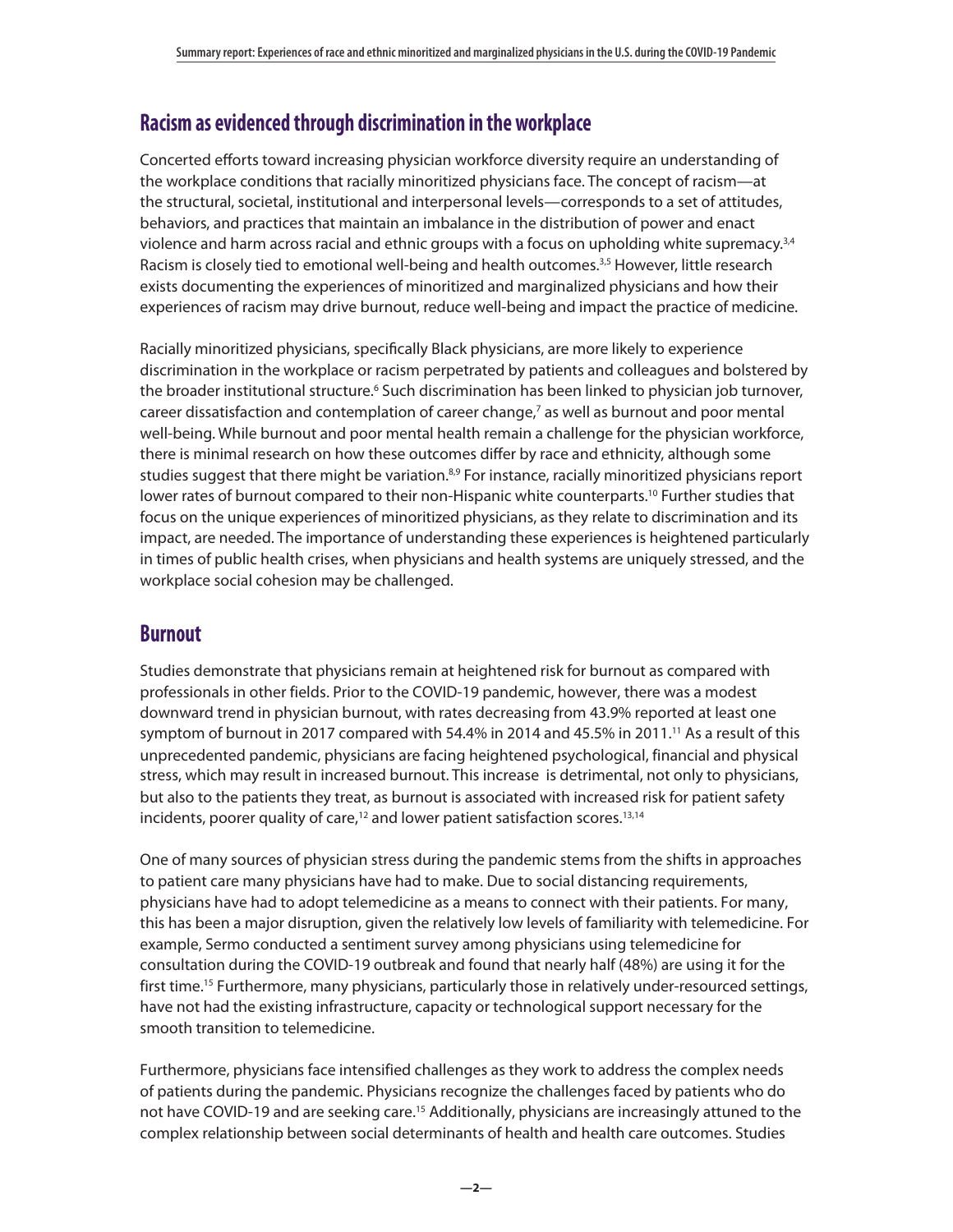## Racism as evidenced through discrimination in the workplace

Concerted efforts toward increasing physician workforce diversity require an understanding of the workplace conditions that racially minoritized physicians face. The concept of racism—at the structural, societal, institutional and interpersonal levels—corresponds to a set of attitudes, behaviors, and practices that maintain an imbalance in the distribution of power and enact violence and harm across racial and ethnic groups with a focus on upholding white supremacy.[3,4] Racism is closely tied to emotional well-being and health outcomes.[3,5] However, little research exists documenting the experiences of minoritized and marginalized physicians and how their experiences of racism may drive burnout, reduce well-being and impact the practice of medicine.

Racially minoritized physicians, specifically Black physicians, are more likely to experience discrimination in the workplace or racism perpetrated by patients and colleagues and bolstered by the broader institutional structure.[6] Such discrimination has been linked to physician job turnover, career dissatisfaction and contemplation of career change,[7] as well as burnout and poor mental well-being. While burnout and poor mental health remain a challenge for the physician workforce, there is minimal research on how these outcomes differ by race and ethnicity, although some studies suggest that there might be variation.[8,9] For instance, racially minoritized physicians report lower rates of burnout compared to their non-Hispanic white counterparts.[10] Further studies that focus on the unique experiences of minoritized physicians, as they relate to discrimination and its impact, are needed. The importance of understanding these experiences is heightened particularly in times of public health crises, when physicians and health systems are uniquely stressed, and the workplace social cohesion may be challenged.

## Burnout

Studies demonstrate that physicians remain at heightened risk for burnout as compared with professionals in other fields. Prior to the COVID-19 pandemic, however, there was a modest downward trend in physician burnout, with rates decreasing from 43.9% reported at least one symptom of burnout in 2017 compared with 54.4% in 2014 and 45.5% in 2011.[11] As a result of this unprecedented pandemic, physicians are facing heightened psychological, financial and physical stress, which may result in increased burnout. This increase is detrimental, not only to physicians, but also to the patients they treat, as burnout is associated with increased risk for patient safety incidents, poorer quality of care,[12] and lower patient satisfaction scores.[13,14]

One of many sources of physician stress during the pandemic stems from the shifts in approaches to patient care many physicians have had to make. Due to social distancing requirements, physicians have had to adopt telemedicine as a means to connect with their patients. For many, this has been a major disruption, given the relatively low levels of familiarity with telemedicine. For example, Sermo conducted a sentiment survey among physicians using telemedicine for consultation during the COVID-19 outbreak and found that nearly half (48%) are using it for the first time.[15] Furthermore, many physicians, particularly those in relatively under-resourced settings, have not had the existing infrastructure, capacity or technological support necessary for the smooth transition to telemedicine.

Furthermore, physicians face intensified challenges as they work to address the complex needs of patients during the pandemic. Physicians recognize the challenges faced by patients who do not have COVID-19 and are seeking care.[15] Additionally, physicians are increasingly attuned to the complex relationship between social determinants of health and health care outcomes. Studies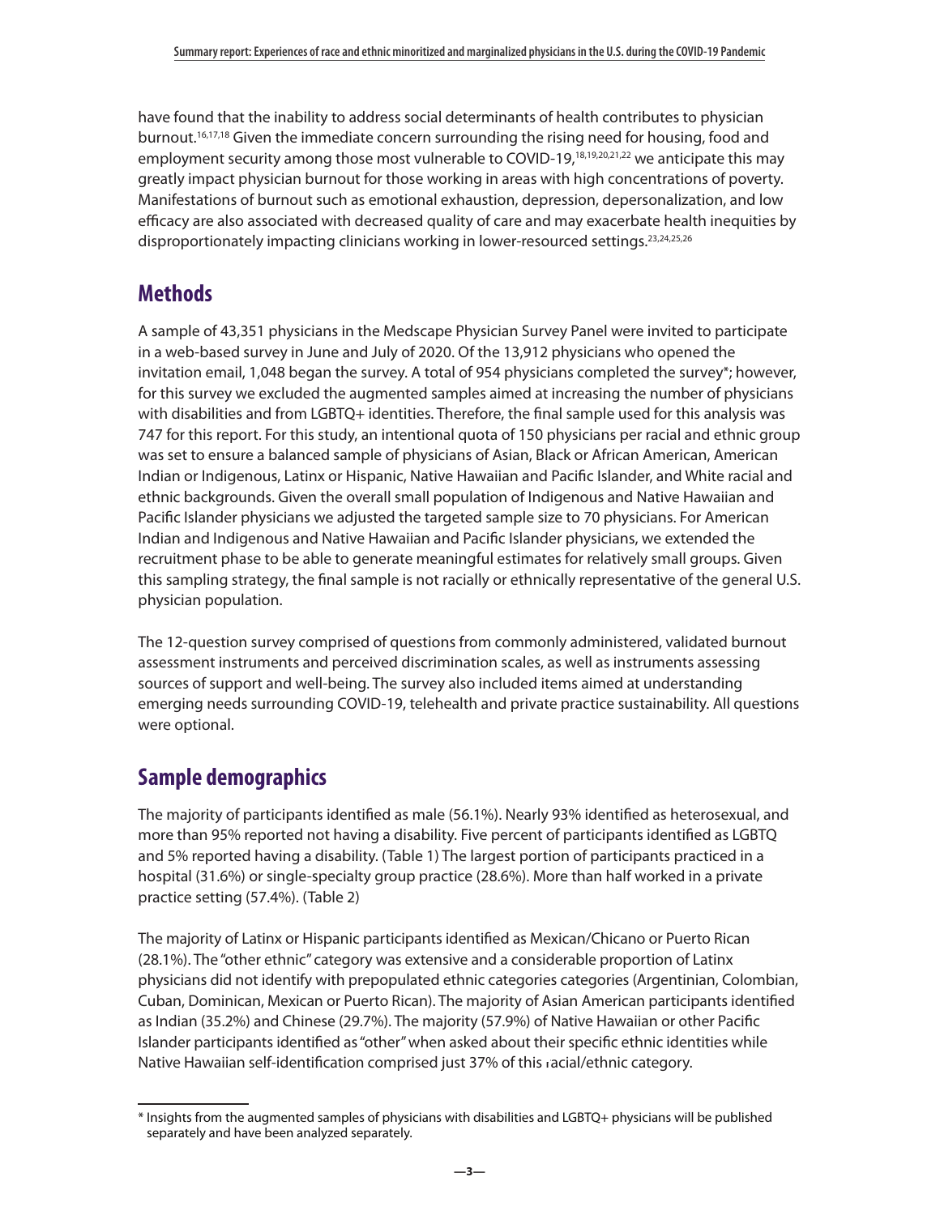have found that the inability to address social determinants of health contributes to physician burnout.[16,17,18] Given the immediate concern surrounding the rising need for housing, food and employment security among those most vulnerable to COVID-19,[18,19,20,21,22] we anticipate this may greatly impact physician burnout for those working in areas with high concentrations of poverty. Manifestations of burnout such as emotional exhaustion, depression, depersonalization, and low efficacy are also associated with decreased quality of care and may exacerbate health inequities by disproportionately impacting clinicians working in lower-resourced settings.[23,24,25,26]

## Methods

A sample of 43,351 physicians in the Medscape Physician Survey Panel were invited to participate in a web-based survey in June and July of 2020. Of the 13,912 physicians who opened the invitation email, 1,048 began the survey. A total of 954 physicians completed the survey*; however, for this survey we excluded the augmented samples aimed at increasing the number of physicians with disabilities and from LGBTQ+ identities. Therefore, the final sample used for this analysis was 747 for this report. For this study, an intentional quota of 150 physicians per racial and ethnic group was set to ensure a balanced sample of physicians of Asian, Black or African American, American Indian or Indigenous, Latinx or Hispanic, Native Hawaiian and Pacific Islander, and White racial and ethnic backgrounds. Given the overall small population of Indigenous and Native Hawaiian and Pacific Islander physicians we adjusted the targeted sample size to 70 physicians. For American Indian and Indigenous and Native Hawaiian and Pacific Islander physicians, we extended the recruitment phase to be able to generate meaningful estimates for relatively small groups. Given this sampling strategy, the final sample is not racially or ethnically representative of the general U.S. physician population.

The 12-question survey comprised of questions from commonly administered, validated burnout assessment instruments and perceived discrimination scales, as well as instruments assessing sources of support and well-being. The survey also included items aimed at understanding emerging needs surrounding COVID-19, telehealth and private practice sustainability. All questions were optional.

## Sample demographics

The majority of participants identified as male (56.1%). Nearly 93% identified as heterosexual, and more than 95% reported not having a disability. Five percent of participants identified as LGBTQ and 5% reported having a disability. (Table 1) The largest portion of participants practiced in a hospital (31.6%) or single-specialty group practice (28.6%). More than half worked in a private practice setting (57.4%). (Table 2)

The majority of Latinx or Hispanic participants identified as Mexican/Chicano or Puerto Rican (28.1%). The "other ethnic" category was extensive and a considerable proportion of Latinx physicians did not identify with prepopulated ethnic categories categories (Argentinian, Colombian, Cuban, Dominican, Mexican or Puerto Rican). The majority of Asian American participants identified as Indian (35.2%) and Chinese (29.7%). The majority (57.9%) of Native Hawaiian or other Pacific Islander participants identified as "other" when asked about their specific ethnic identities while Native Hawaiian self-identification comprised just 37% of this racial/ethnic category.

\* Insights from the augmented samples of physicians with disabilities and LGBTQ+ physicians will be published separately and have been analyzed separately.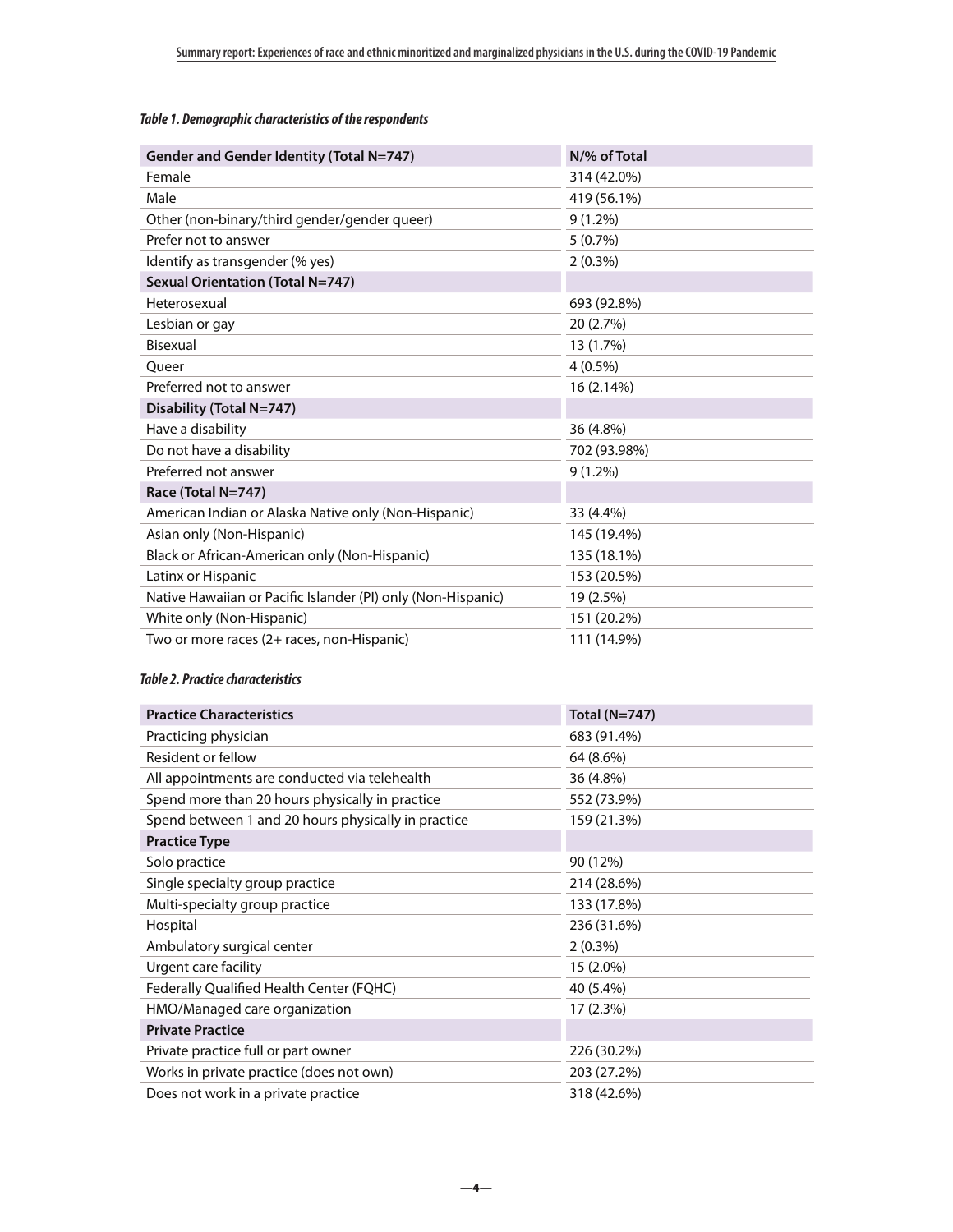*Table 1. Demographic characteristics of the respondents*

| Gender and Gender Identity (Total N=747) | N/% of Total |
|---|---|
| Female | 314 (42.0%) |
| Male | 419 (56.1%) |
| Other (non-binary/third gender/gender queer) | 9 (1.2%) |
| Prefer not to answer | 5 (0.7%) |
| Identify as transgender (% yes) | 2 (0.3%) |
| **Sexual Orientation (Total N=747)** | |
| Heterosexual | 693 (92.8%) |
| Lesbian or gay | 20 (2.7%) |
| Bisexual | 13 (1.7%) |
| Queer | 4 (0.5%) |
| Preferred not to answer | 16 (2.14%) |
| **Disability (Total N=747)** | |
| Have a disability | 36 (4.8%) |
| Do not have a disability | 702 (93.98%) |
| Preferred not answer | 9 (1.2%) |
| **Race (Total N=747)** | |
| American Indian or Alaska Native only (Non-Hispanic) | 33 (4.4%) |
| Asian only (Non-Hispanic) | 145 (19.4%) |
| Black or African-American only (Non-Hispanic) | 135 (18.1%) |
| Latinx or Hispanic | 153 (20.5%) |
| Native Hawaiian or Pacific Islander (PI) only (Non-Hispanic) | 19 (2.5%) |
| White only (Non-Hispanic) | 151 (20.2%) |
| Two or more races (2+ races, non-Hispanic) | 111 (14.9%) |

*Table 2. Practice characteristics*

| Practice Characteristics | Total (N=747) |
|---|---|
| Practicing physician | 683 (91.4%) |
| Resident or fellow | 64 (8.6%) |
| All appointments are conducted via telehealth | 36 (4.8%) |
| Spend more than 20 hours physically in practice | 552 (73.9%) |
| Spend between 1 and 20 hours physically in practice | 159 (21.3%) |
| **Practice Type** | |
| Solo practice | 90 (12%) |
| Single specialty group practice | 214 (28.6%) |
| Multi-specialty group practice | 133 (17.8%) |
| Hospital | 236 (31.6%) |
| Ambulatory surgical center | 2 (0.3%) |
| Urgent care facility | 15 (2.0%) |
| Federally Qualified Health Center (FQHC) | 40 (5.4%) |
| HMO/Managed care organization | 17 (2.3%) |
| **Private Practice** | |
| Private practice full or part owner | 226 (30.2%) |
| Works in private practice (does not own) | 203 (27.2%) |
| Does not work in a private practice | 318 (42.6%) |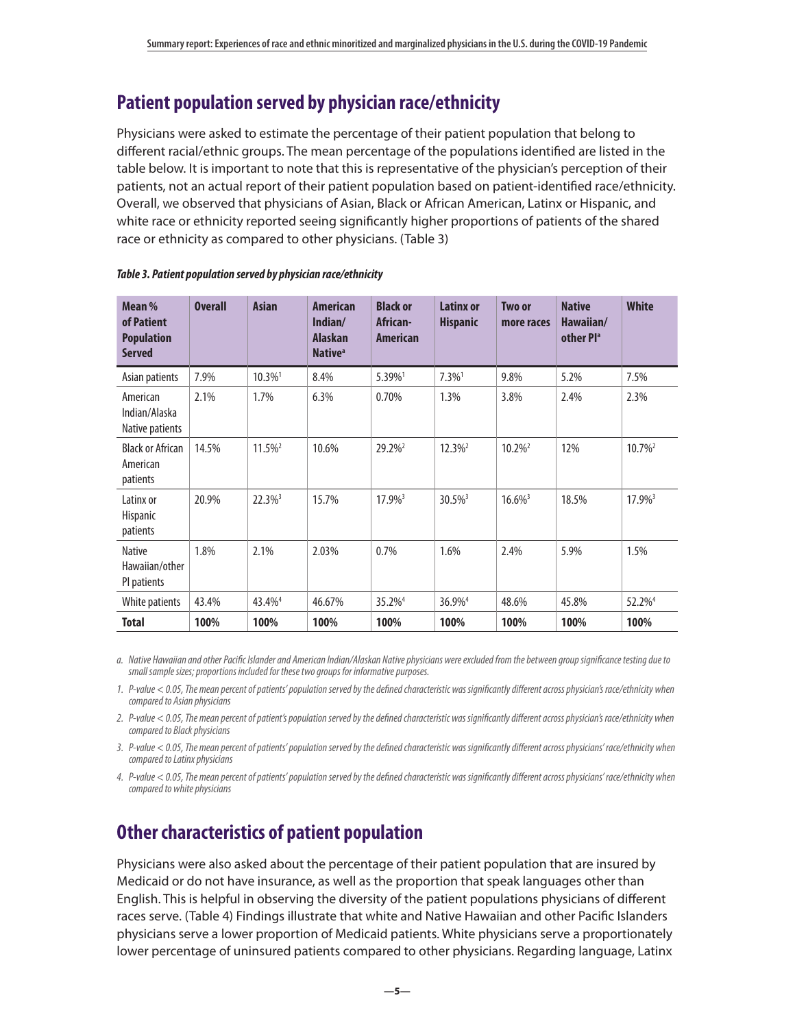## Patient population served by physician race/ethnicity

Physicians were asked to estimate the percentage of their patient population that belong to different racial/ethnic groups. The mean percentage of the populations identified are listed in the table below. It is important to note that this is representative of the physician's perception of their patients, not an actual report of their patient population based on patient-identified race/ethnicity. Overall, we observed that physicians of Asian, Black or African American, Latinx or Hispanic, and white race or ethnicity reported seeing significantly higher proportions of patients of the shared race or ethnicity as compared to other physicians. (Table 3)

***Table 3. Patient population served by physician race/ethnicity***

| Mean % of Patient Population Served | Overall | Asian | American Indian/ Alaskan Native[a] | Black or African-American | Latinx or Hispanic | Two or more races | Native Hawaiian/ other PI[a] | White |
|---|---|---|---|---|---|---|---|---|
| Asian patients | 7.9% | 10.3%[1] | 8.4% | 5.39%[1] | 7.3%[1] | 9.8% | 5.2% | 7.5% |
| American Indian/Alaska Native patients | 2.1% | 1.7% | 6.3% | 0.70% | 1.3% | 3.8% | 2.4% | 2.3% |
| Black or African American patients | 14.5% | 11.5%[2] | 10.6% | 29.2%[2] | 12.3%[2] | 10.2%[2] | 12% | 10.7%[2] |
| Latinx or Hispanic patients | 20.9% | 22.3%[3] | 15.7% | 17.9%[3] | 30.5%[3] | 16.6%[3] | 18.5% | 17.9%[3] |
| Native Hawaiian/other PI patients | 1.8% | 2.1% | 2.03% | 0.7% | 1.6% | 2.4% | 5.9% | 1.5% |
| White patients | 43.4% | 43.4%[4] | 46.67% | 35.2%[4] | 36.9%[4] | 48.6% | 45.8% | 52.2%[4] |
| **Total** | **100%** | **100%** | **100%** | **100%** | **100%** | **100%** | **100%** | **100%** |

*a. Native Hawaiian and other Pacific Islander and American Indian/Alaskan Native physicians were excluded from the between group significance testing due to small sample sizes; proportions included for these two groups for informative purposes.*

*1. P-value < 0.05, The mean percent of patients' population served by the defined characteristic was significantly different across physician's race/ethnicity when compared to Asian physicians*

*2. P-value < 0.05, The mean percent of patient's population served by the defined characteristic was significantly different across physician's race/ethnicity when compared to Black physicians*

*3. P-value < 0.05, The mean percent of patients' population served by the defined characteristic was significantly different across physicians' race/ethnicity when compared to Latinx physicians*

*4. P-value < 0.05, The mean percent of patients' population served by the defined characteristic was significantly different across physicians' race/ethnicity when compared to white physicians*

## Other characteristics of patient population

Physicians were also asked about the percentage of their patient population that are insured by Medicaid or do not have insurance, as well as the proportion that speak languages other than English. This is helpful in observing the diversity of the patient populations physicians of different races serve. (Table 4) Findings illustrate that white and Native Hawaiian and other Pacific Islanders physicians serve a lower proportion of Medicaid patients. White physicians serve a proportionately lower percentage of uninsured patients compared to other physicians. Regarding language, Latinx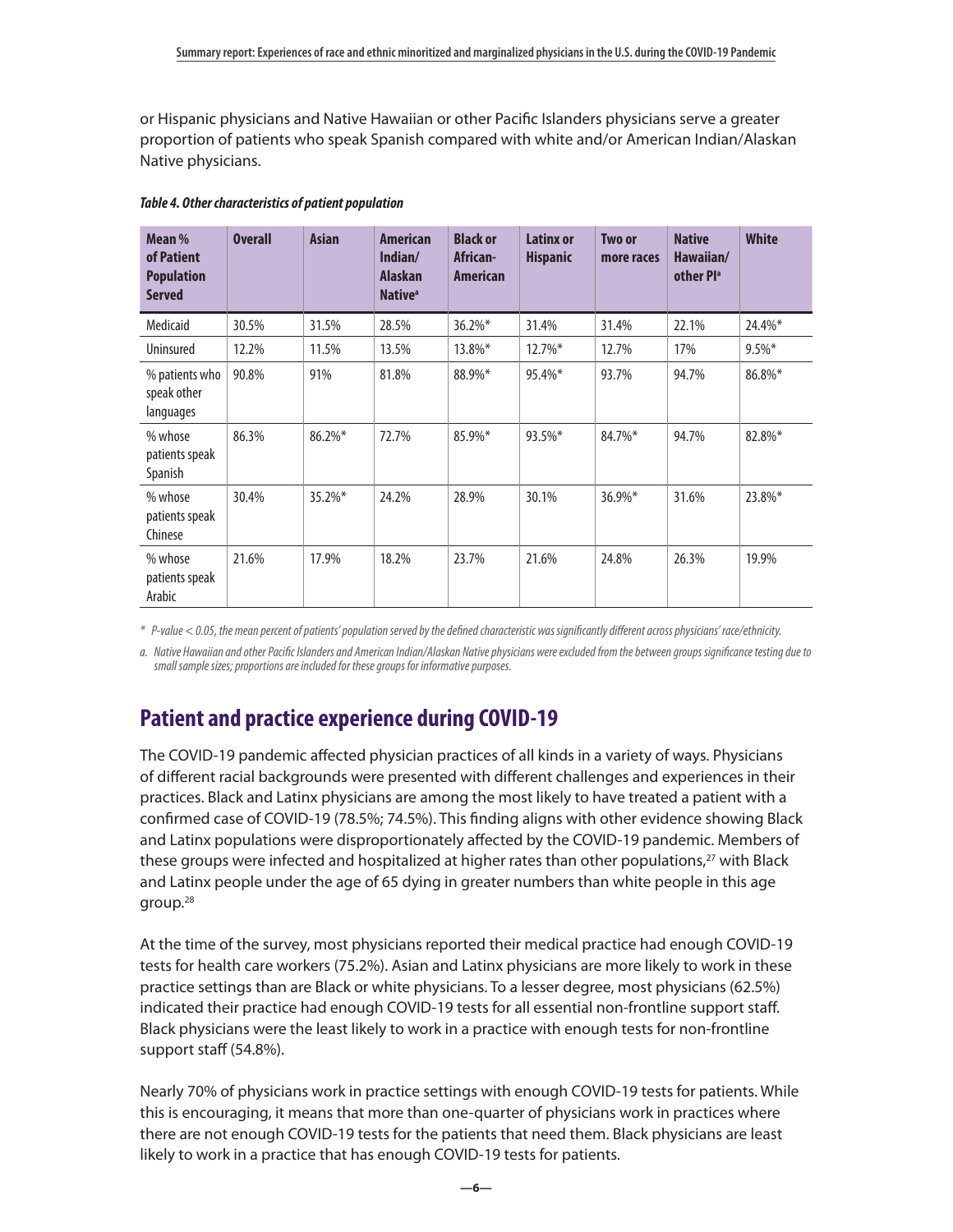or Hispanic physicians and Native Hawaiian or other Pacific Islanders physicians serve a greater proportion of patients who speak Spanish compared with white and/or American Indian/Alaskan Native physicians.

***Table 4. Other characteristics of patient population***

| Mean % of Patient Population Served | Overall | Asian | American Indian/ Alaskan Native[a] | Black or African-American | Latinx or Hispanic | Two or more races | Native Hawaiian/ other PI[a] | White |
|---|---|---|---|---|---|---|---|---|
| Medicaid | 30.5% | 31.5% | 28.5% | 36.2%* | 31.4% | 31.4% | 22.1% | 24.4%* |
| Uninsured | 12.2% | 11.5% | 13.5% | 13.8%* | 12.7%* | 12.7% | 17% | 9.5%* |
| % patients who speak other languages | 90.8% | 91% | 81.8% | 88.9%* | 95.4%* | 93.7% | 94.7% | 86.8%* |
| % whose patients speak Spanish | 86.3% | 86.2%* | 72.7% | 85.9%* | 93.5%* | 84.7%* | 94.7% | 82.8%* |
| % whose patients speak Chinese | 30.4% | 35.2%* | 24.2% | 28.9% | 30.1% | 36.9%* | 31.6% | 23.8%* |
| % whose patients speak Arabic | 21.6% | 17.9% | 18.2% | 23.7% | 21.6% | 24.8% | 26.3% | 19.9% |

*\* P-value < 0.05, the mean percent of patients' population served by the defined characteristic was significantly different across physicians' race/ethnicity.*

*a. Native Hawaiian and other Pacific Islanders and American Indian/Alaskan Native physicians were excluded from the between groups significance testing due to small sample sizes; proportions are included for these groups for informative purposes.*

## Patient and practice experience during COVID-19

The COVID-19 pandemic affected physician practices of all kinds in a variety of ways. Physicians of different racial backgrounds were presented with different challenges and experiences in their practices. Black and Latinx physicians are among the most likely to have treated a patient with a confirmed case of COVID-19 (78.5%; 74.5%). This finding aligns with other evidence showing Black and Latinx populations were disproportionately affected by the COVID-19 pandemic. Members of these groups were infected and hospitalized at higher rates than other populations,[27] with Black and Latinx people under the age of 65 dying in greater numbers than white people in this age group.[28]

At the time of the survey, most physicians reported their medical practice had enough COVID-19 tests for health care workers (75.2%). Asian and Latinx physicians are more likely to work in these practice settings than are Black or white physicians. To a lesser degree, most physicians (62.5%) indicated their practice had enough COVID-19 tests for all essential non-frontline support staff. Black physicians were the least likely to work in a practice with enough tests for non-frontline support staff (54.8%).

Nearly 70% of physicians work in practice settings with enough COVID-19 tests for patients. While this is encouraging, it means that more than one-quarter of physicians work in practices where there are not enough COVID-19 tests for the patients that need them. Black physicians are least likely to work in a practice that has enough COVID-19 tests for patients.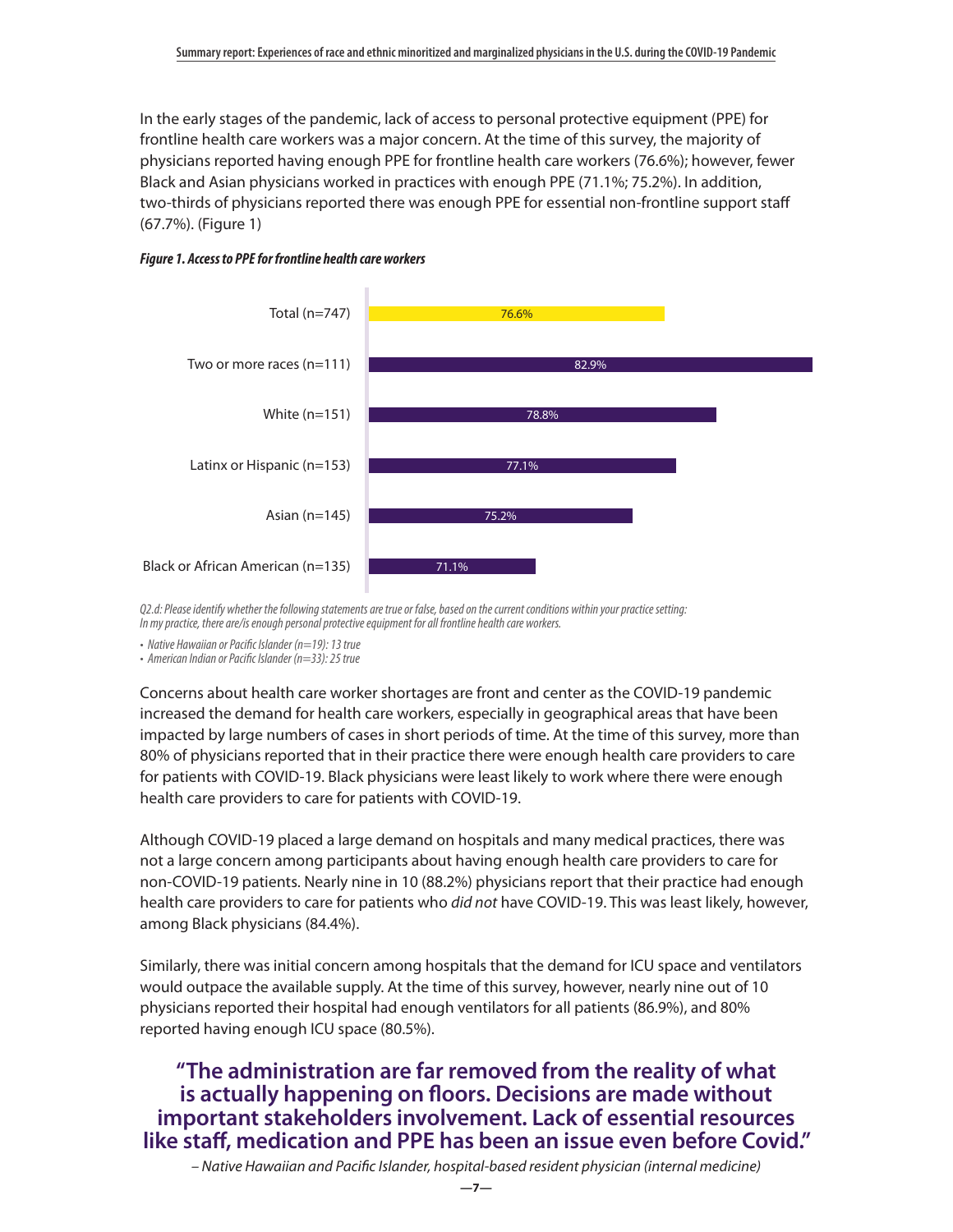In the early stages of the pandemic, lack of access to personal protective equipment (PPE) for frontline health care workers was a major concern. At the time of this survey, the majority of physicians reported having enough PPE for frontline health care workers (76.6%); however, fewer Black and Asian physicians worked in practices with enough PPE (71.1%; 75.2%). In addition, two-thirds of physicians reported there was enough PPE for essential non-frontline support staff (67.7%). (Figure 1)

***Figure 1. Access to PPE for frontline health care workers***

| Group | Percent |
|---|---|
| Total (n=747) | 76.6% |
| Two or more races (n=111) | 82.9% |
| White (n=151) | 78.8% |
| Latinx or Hispanic (n=153) | 77.1% |
| Asian (n=145) | 75.2% |
| Black or African American (n=135) | 71.1% |

*Q2.d: Please identify whether the following statements are true or false, based on the current conditions within your practice setting: In my practice, there are/is enough personal protective equipment for all frontline health care workers.*

- *Native Hawaiian or Pacific Islander (n=19): 13 true*
- *American Indian or Pacific Islander (n=33): 25 true*

Concerns about health care worker shortages are front and center as the COVID-19 pandemic increased the demand for health care workers, especially in geographical areas that have been impacted by large numbers of cases in short periods of time. At the time of this survey, more than 80% of physicians reported that in their practice there were enough health care providers to care for patients with COVID-19. Black physicians were least likely to work where there were enough health care providers to care for patients with COVID-19.

Although COVID-19 placed a large demand on hospitals and many medical practices, there was not a large concern among participants about having enough health care providers to care for non-COVID-19 patients. Nearly nine in 10 (88.2%) physicians report that their practice had enough health care providers to care for patients who *did not* have COVID-19. This was least likely, however, among Black physicians (84.4%).

Similarly, there was initial concern among hospitals that the demand for ICU space and ventilators would outpace the available supply. At the time of this survey, however, nearly nine out of 10 physicians reported their hospital had enough ventilators for all patients (86.9%), and 80% reported having enough ICU space (80.5%).

**"The administration are far removed from the reality of what is actually happening on floors. Decisions are made without important stakeholders involvement. Lack of essential resources like staff, medication and PPE has been an issue even before Covid."**

*– Native Hawaiian and Pacific Islander, hospital-based resident physician (internal medicine)*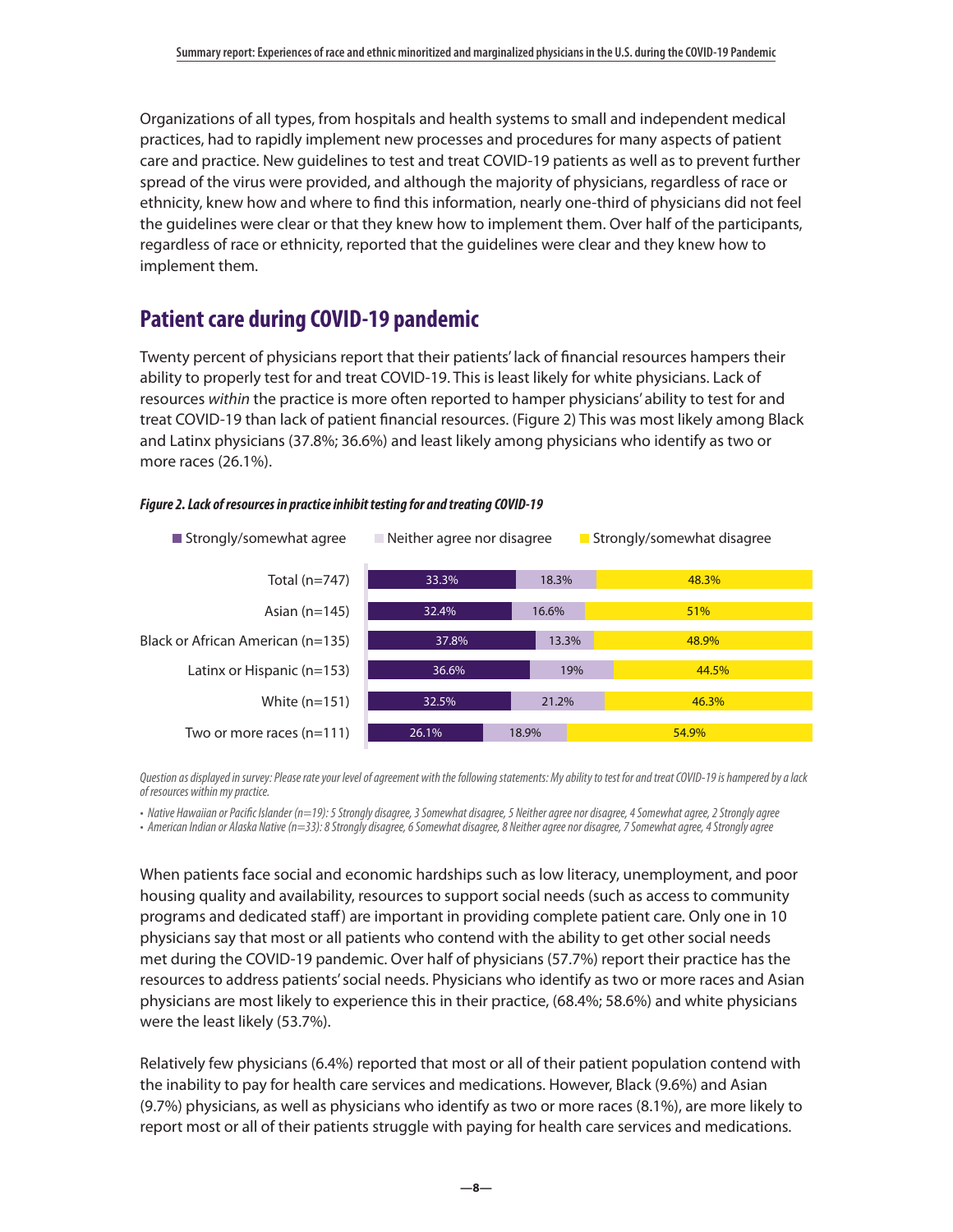Organizations of all types, from hospitals and health systems to small and independent medical practices, had to rapidly implement new processes and procedures for many aspects of patient care and practice. New guidelines to test and treat COVID-19 patients as well as to prevent further spread of the virus were provided, and although the majority of physicians, regardless of race or ethnicity, knew how and where to find this information, nearly one-third of physicians did not feel the guidelines were clear or that they knew how to implement them. Over half of the participants, regardless of race or ethnicity, reported that the guidelines were clear and they knew how to implement them.

## Patient care during COVID-19 pandemic

Twenty percent of physicians report that their patients' lack of financial resources hampers their ability to properly test for and treat COVID-19. This is least likely for white physicians. Lack of resources *within* the practice is more often reported to hamper physicians' ability to test for and treat COVID-19 than lack of patient financial resources. (Figure 2) This was most likely among Black and Latinx physicians (37.8%; 36.6%) and least likely among physicians who identify as two or more races (26.1%).

***Figure 2. Lack of resources in practice inhibit testing for and treating COVID-19***

| | Strongly/somewhat agree | Neither agree nor disagree | Strongly/somewhat disagree |
|---|---|---|---|
| Total (n=747) | 33.3% | 18.3% | 48.3% |
| Asian (n=145) | 32.4% | 16.6% | 51% |
| Black or African American (n=135) | 37.8% | 13.3% | 48.9% |
| Latinx or Hispanic (n=153) | 36.6% | 19% | 44.5% |
| White (n=151) | 32.5% | 21.2% | 46.3% |
| Two or more races (n=111) | 26.1% | 18.9% | 54.9% |

*Question as displayed in survey: Please rate your level of agreement with the following statements: My ability to test for and treat COVID-19 is hampered by a lack of resources within my practice.*

- *Native Hawaiian or Pacific Islander (n=19): 5 Strongly disagree, 3 Somewhat disagree, 5 Neither agree nor disagree, 4 Somewhat agree, 2 Strongly agree*
- *American Indian or Alaska Native (n=33): 8 Strongly disagree, 6 Somewhat disagree, 8 Neither agree nor disagree, 7 Somewhat agree, 4 Strongly agree*

When patients face social and economic hardships such as low literacy, unemployment, and poor housing quality and availability, resources to support social needs (such as access to community programs and dedicated staff) are important in providing complete patient care. Only one in 10 physicians say that most or all patients who contend with the ability to get other social needs met during the COVID-19 pandemic. Over half of physicians (57.7%) report their practice has the resources to address patients' social needs. Physicians who identify as two or more races and Asian physicians are most likely to experience this in their practice, (68.4%; 58.6%) and white physicians were the least likely (53.7%).

Relatively few physicians (6.4%) reported that most or all of their patient population contend with the inability to pay for health care services and medications. However, Black (9.6%) and Asian (9.7%) physicians, as well as physicians who identify as two or more races (8.1%), are more likely to report most or all of their patients struggle with paying for health care services and medications.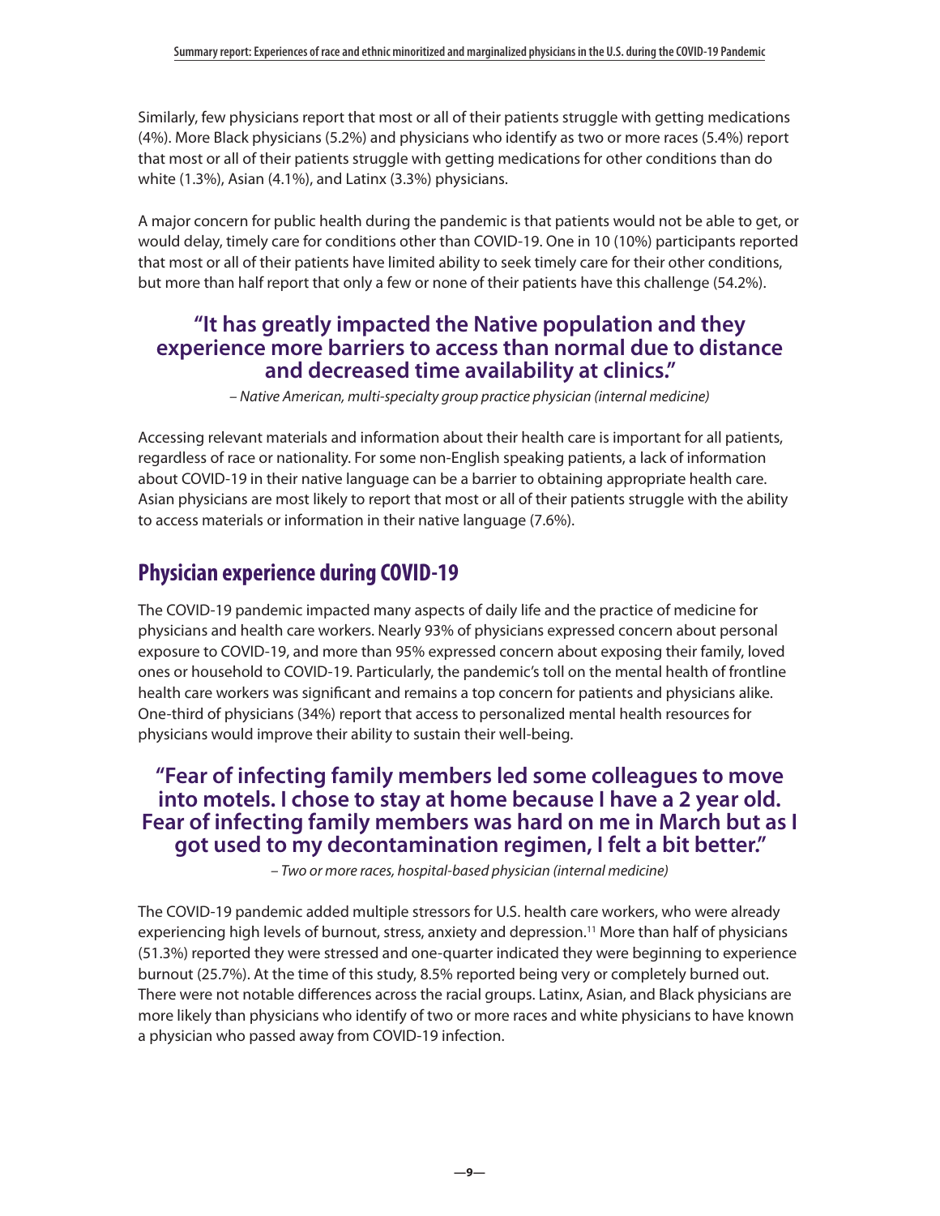Similarly, few physicians report that most or all of their patients struggle with getting medications (4%). More Black physicians (5.2%) and physicians who identify as two or more races (5.4%) report that most or all of their patients struggle with getting medications for other conditions than do white (1.3%), Asian (4.1%), and Latinx (3.3%) physicians.

A major concern for public health during the pandemic is that patients would not be able to get, or would delay, timely care for conditions other than COVID-19. One in 10 (10%) participants reported that most or all of their patients have limited ability to seek timely care for their other conditions, but more than half report that only a few or none of their patients have this challenge (54.2%).

> **"It has greatly impacted the Native population and they experience more barriers to access than normal due to distance and decreased time availability at clinics."**
>
> *– Native American, multi-specialty group practice physician (internal medicine)*

Accessing relevant materials and information about their health care is important for all patients, regardless of race or nationality. For some non-English speaking patients, a lack of information about COVID-19 in their native language can be a barrier to obtaining appropriate health care. Asian physicians are most likely to report that most or all of their patients struggle with the ability to access materials or information in their native language (7.6%).

## Physician experience during COVID-19

The COVID-19 pandemic impacted many aspects of daily life and the practice of medicine for physicians and health care workers. Nearly 93% of physicians expressed concern about personal exposure to COVID-19, and more than 95% expressed concern about exposing their family, loved ones or household to COVID-19. Particularly, the pandemic's toll on the mental health of frontline health care workers was significant and remains a top concern for patients and physicians alike. One-third of physicians (34%) report that access to personalized mental health resources for physicians would improve their ability to sustain their well-being.

> **"Fear of infecting family members led some colleagues to move into motels. I chose to stay at home because I have a 2 year old. Fear of infecting family members was hard on me in March but as I got used to my decontamination regimen, I felt a bit better."**
>
> *– Two or more races, hospital-based physician (internal medicine)*

The COVID-19 pandemic added multiple stressors for U.S. health care workers, who were already experiencing high levels of burnout, stress, anxiety and depression.[11] More than half of physicians (51.3%) reported they were stressed and one-quarter indicated they were beginning to experience burnout (25.7%). At the time of this study, 8.5% reported being very or completely burned out. There were not notable differences across the racial groups. Latinx, Asian, and Black physicians are more likely than physicians who identify of two or more races and white physicians to have known a physician who passed away from COVID-19 infection.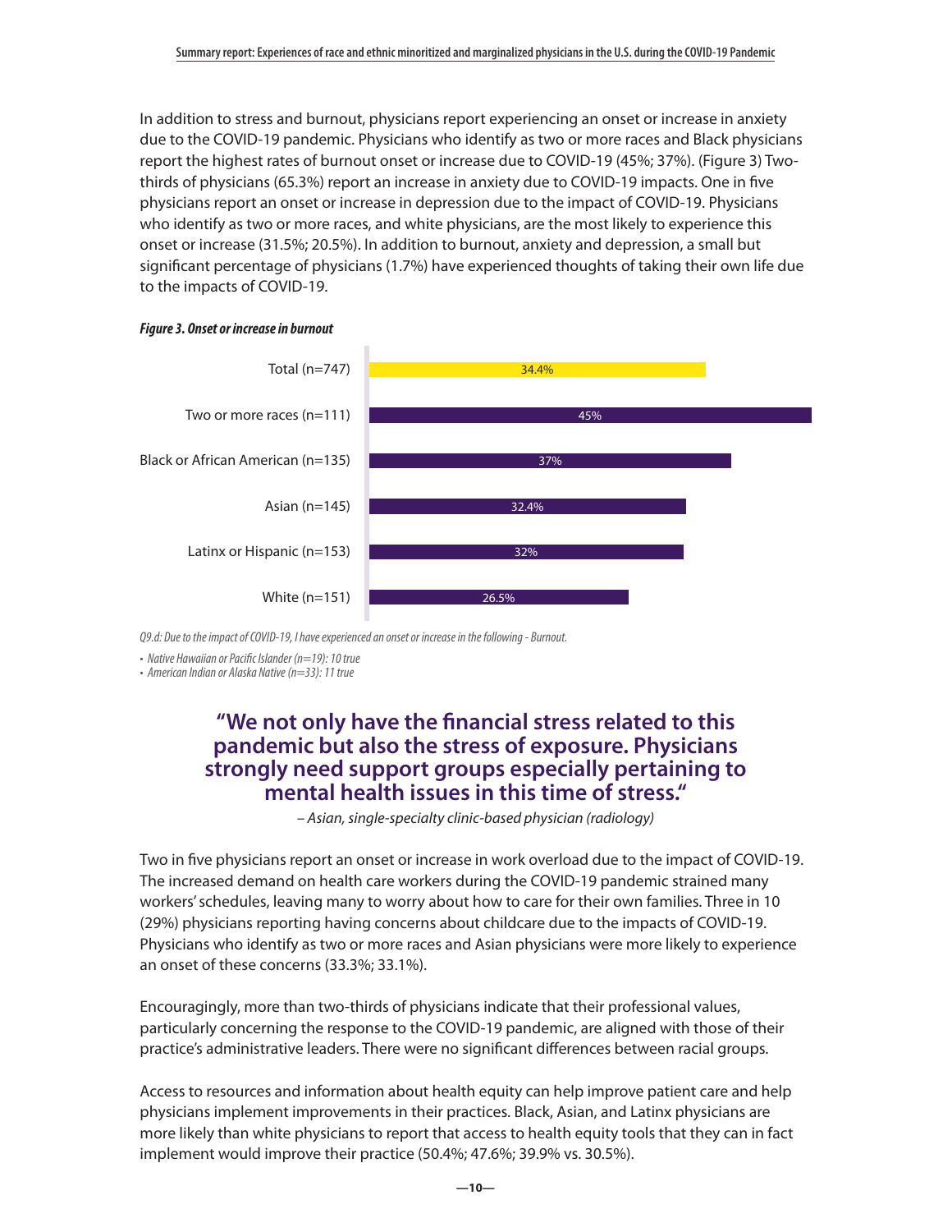In addition to stress and burnout, physicians report experiencing an onset or increase in anxiety due to the COVID-19 pandemic. Physicians who identify as two or more races and Black physicians report the highest rates of burnout onset or increase due to COVID-19 (45%; 37%). (Figure 3) Two-thirds of physicians (65.3%) report an increase in anxiety due to COVID-19 impacts. One in five physicians report an onset or increase in depression due to the impact of COVID-19. Physicians who identify as two or more races, and white physicians, are the most likely to experience this onset or increase (31.5%; 20.5%). In addition to burnout, anxiety and depression, a small but significant percentage of physicians (1.7%) have experienced thoughts of taking their own life due to the impacts of COVID-19.

***Figure 3. Onset or increase in burnout***

| Group | Percentage |
| --- | --- |
| Total (n=747) | 34.4% |
| Two or more races (n=111) | 45% |
| Black or African American (n=135) | 37% |
| Asian (n=145) | 32.4% |
| Latinx or Hispanic (n=153) | 32% |
| White (n=151) | 26.5% |

*Q9.d: Due to the impact of COVID-19, I have experienced an onset or increase in the following - Burnout.*

- *Native Hawaiian or Pacific Islander (n=19): 10 true*
- *American Indian or Alaska Native (n=33): 11 true*

> **"We not only have the financial stress related to this pandemic but also the stress of exposure. Physicians strongly need support groups especially pertaining to mental health issues in this time of stress."**
>
> *– Asian, single-specialty clinic-based physician (radiology)*

Two in five physicians report an onset or increase in work overload due to the impact of COVID-19. The increased demand on health care workers during the COVID-19 pandemic strained many workers' schedules, leaving many to worry about how to care for their own families. Three in 10 (29%) physicians reporting having concerns about childcare due to the impacts of COVID-19. Physicians who identify as two or more races and Asian physicians were more likely to experience an onset of these concerns (33.3%; 33.1%).

Encouragingly, more than two-thirds of physicians indicate that their professional values, particularly concerning the response to the COVID-19 pandemic, are aligned with those of their practice's administrative leaders. There were no significant differences between racial groups.

Access to resources and information about health equity can help improve patient care and help physicians implement improvements in their practices. Black, Asian, and Latinx physicians are more likely than white physicians to report that access to health equity tools that they can in fact implement would improve their practice (50.4%; 47.6%; 39.9% vs. 30.5%).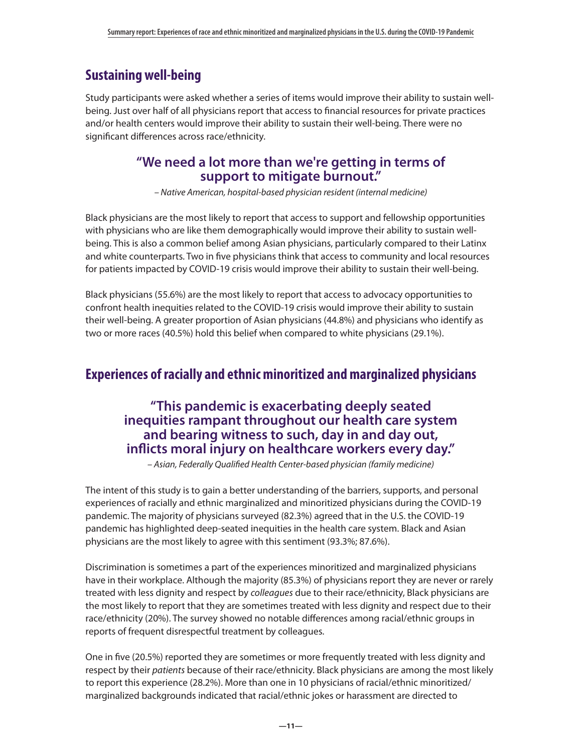## Sustaining well-being

Study participants were asked whether a series of items would improve their ability to sustain well-being. Just over half of all physicians report that access to financial resources for private practices and/or health centers would improve their ability to sustain their well-being. There were no significant differences across race/ethnicity.

> **"We need a lot more than we're getting in terms of support to mitigate burnout."**
>
> *– Native American, hospital-based physician resident (internal medicine)*

Black physicians are the most likely to report that access to support and fellowship opportunities with physicians who are like them demographically would improve their ability to sustain well-being. This is also a common belief among Asian physicians, particularly compared to their Latinx and white counterparts. Two in five physicians think that access to community and local resources for patients impacted by COVID-19 crisis would improve their ability to sustain their well-being.

Black physicians (55.6%) are the most likely to report that access to advocacy opportunities to confront health inequities related to the COVID-19 crisis would improve their ability to sustain their well-being. A greater proportion of Asian physicians (44.8%) and physicians who identify as two or more races (40.5%) hold this belief when compared to white physicians (29.1%).

## Experiences of racially and ethnic minoritized and marginalized physicians

> **"This pandemic is exacerbating deeply seated inequities rampant throughout our health care system and bearing witness to such, day in and day out, inflicts moral injury on healthcare workers every day."**
>
> *– Asian, Federally Qualified Health Center-based physician (family medicine)*

The intent of this study is to gain a better understanding of the barriers, supports, and personal experiences of racially and ethnic marginalized and minoritized physicians during the COVID-19 pandemic. The majority of physicians surveyed (82.3%) agreed that in the U.S. the COVID-19 pandemic has highlighted deep-seated inequities in the health care system. Black and Asian physicians are the most likely to agree with this sentiment (93.3%; 87.6%).

Discrimination is sometimes a part of the experiences minoritized and marginalized physicians have in their workplace. Although the majority (85.3%) of physicians report they are never or rarely treated with less dignity and respect by *colleagues* due to their race/ethnicity, Black physicians are the most likely to report that they are sometimes treated with less dignity and respect due to their race/ethnicity (20%). The survey showed no notable differences among racial/ethnic groups in reports of frequent disrespectful treatment by colleagues.

One in five (20.5%) reported they are sometimes or more frequently treated with less dignity and respect by their *patients* because of their race/ethnicity. Black physicians are among the most likely to report this experience (28.2%). More than one in 10 physicians of racial/ethnic minoritized/marginalized backgrounds indicated that racial/ethnic jokes or harassment are directed to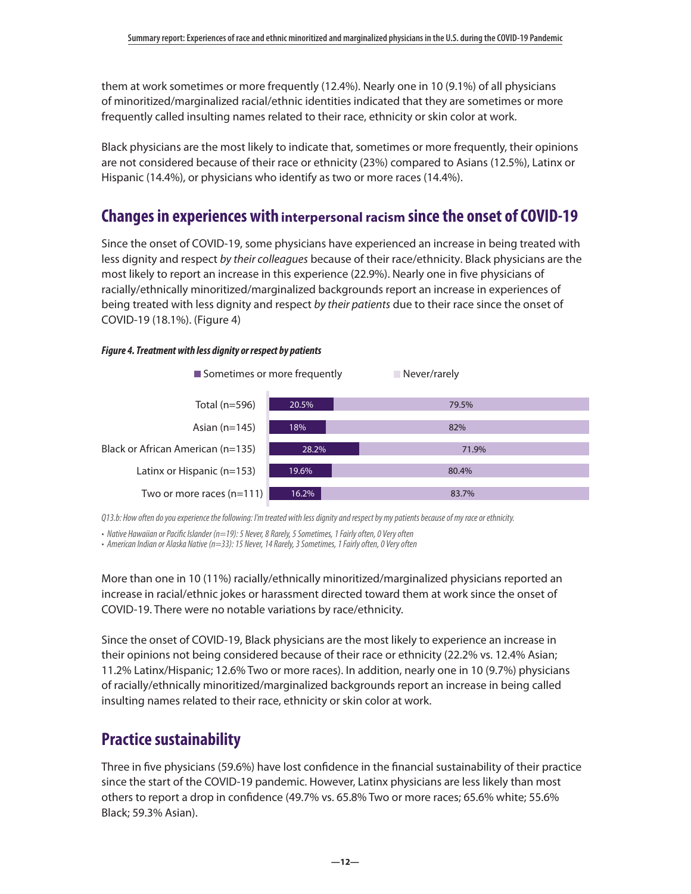them at work sometimes or more frequently (12.4%). Nearly one in 10 (9.1%) of all physicians of minoritized/marginalized racial/ethnic identities indicated that they are sometimes or more frequently called insulting names related to their race, ethnicity or skin color at work.

Black physicians are the most likely to indicate that, sometimes or more frequently, their opinions are not considered because of their race or ethnicity (23%) compared to Asians (12.5%), Latinx or Hispanic (14.4%), or physicians who identify as two or more races (14.4%).

## Changes in experiences with interpersonal racism since the onset of COVID-19

Since the onset of COVID-19, some physicians have experienced an increase in being treated with less dignity and respect *by their colleagues* because of their race/ethnicity. Black physicians are the most likely to report an increase in this experience (22.9%). Nearly one in five physicians of racially/ethnically minoritized/marginalized backgrounds report an increase in experiences of being treated with less dignity and respect *by their patients* due to their race since the onset of COVID-19 (18.1%). (Figure 4)

***Figure 4. Treatment with less dignity or respect by patients***

| | Sometimes or more frequently | Never/rarely |
| --- | --- | --- |
| Total (n=596) | 20.5% | 79.5% |
| Asian (n=145) | 18% | 82% |
| Black or African American (n=135) | 28.2% | 71.9% |
| Latinx or Hispanic (n=153) | 19.6% | 80.4% |
| Two or more races (n=111) | 16.2% | 83.7% |

*Q13.b: How often do you experience the following: I'm treated with less dignity and respect by my patients because of my race or ethnicity.*

- *Native Hawaiian or Pacific Islander (n=19): 5 Never, 8 Rarely, 5 Sometimes, 1 Fairly often, 0 Very often*
- *American Indian or Alaska Native (n=33): 15 Never, 14 Rarely, 3 Sometimes, 1 Fairly often, 0 Very often*

More than one in 10 (11%) racially/ethnically minoritized/marginalized physicians reported an increase in racial/ethnic jokes or harassment directed toward them at work since the onset of COVID-19. There were no notable variations by race/ethnicity.

Since the onset of COVID-19, Black physicians are the most likely to experience an increase in their opinions not being considered because of their race or ethnicity (22.2% vs. 12.4% Asian; 11.2% Latinx/Hispanic; 12.6% Two or more races). In addition, nearly one in 10 (9.7%) physicians of racially/ethnically minoritized/marginalized backgrounds report an increase in being called insulting names related to their race, ethnicity or skin color at work.

## Practice sustainability

Three in five physicians (59.6%) have lost confidence in the financial sustainability of their practice since the start of the COVID-19 pandemic. However, Latinx physicians are less likely than most others to report a drop in confidence (49.7% vs. 65.8% Two or more races; 65.6% white; 55.6% Black; 59.3% Asian).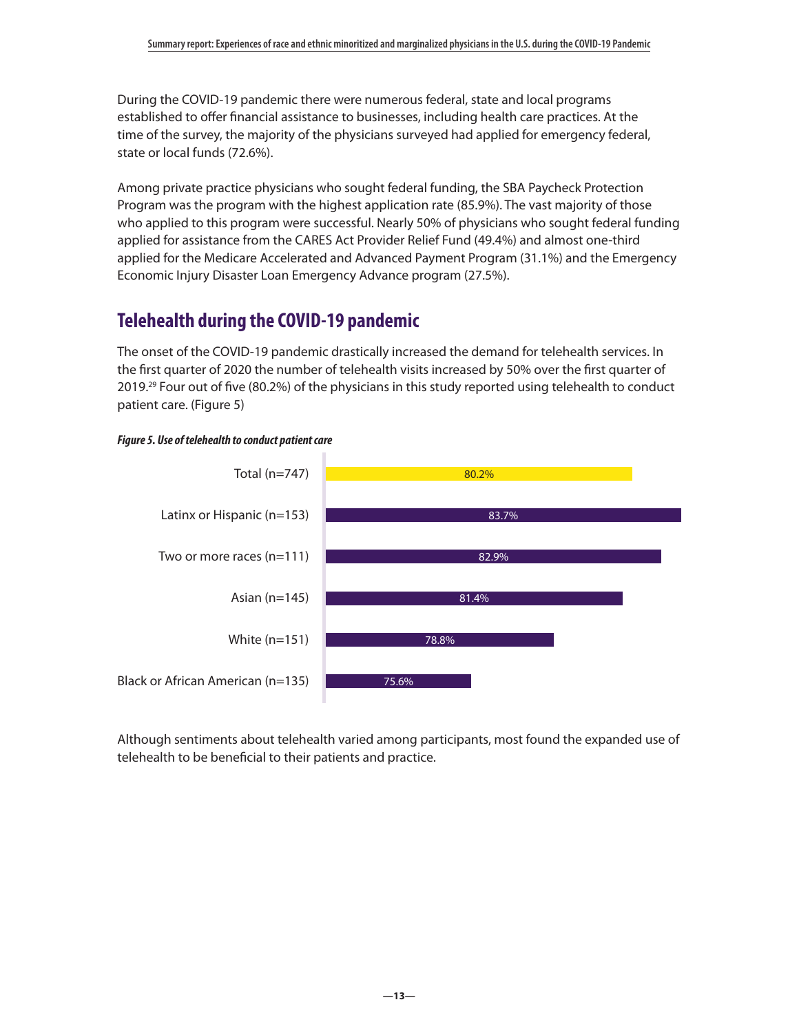During the COVID-19 pandemic there were numerous federal, state and local programs established to offer financial assistance to businesses, including health care practices. At the time of the survey, the majority of the physicians surveyed had applied for emergency federal, state or local funds (72.6%).

Among private practice physicians who sought federal funding, the SBA Paycheck Protection Program was the program with the highest application rate (85.9%). The vast majority of those who applied to this program were successful. Nearly 50% of physicians who sought federal funding applied for assistance from the CARES Act Provider Relief Fund (49.4%) and almost one-third applied for the Medicare Accelerated and Advanced Payment Program (31.1%) and the Emergency Economic Injury Disaster Loan Emergency Advance program (27.5%).

## Telehealth during the COVID-19 pandemic

The onset of the COVID-19 pandemic drastically increased the demand for telehealth services. In the first quarter of 2020 the number of telehealth visits increased by 50% over the first quarter of 2019.[29] Four out of five (80.2%) of the physicians in this study reported using telehealth to conduct patient care. (Figure 5)

***Figure 5. Use of telehealth to conduct patient care***

| Group | Use of telehealth |
|---|---|
| Total (n=747) | 80.2% |
| Latinx or Hispanic (n=153) | 83.7% |
| Two or more races (n=111) | 82.9% |
| Asian (n=145) | 81.4% |
| White (n=151) | 78.8% |
| Black or African American (n=135) | 75.6% |

Although sentiments about telehealth varied among participants, most found the expanded use of telehealth to be beneficial to their patients and practice.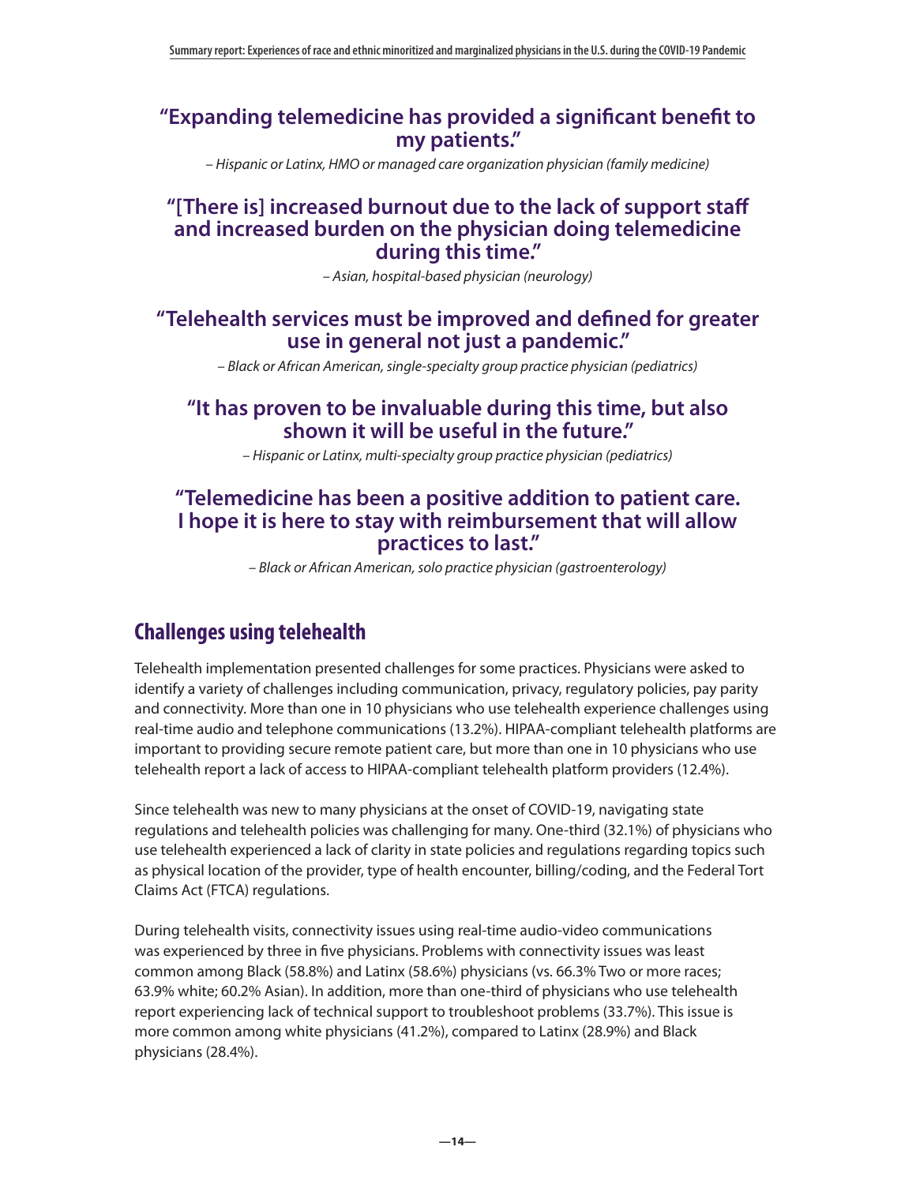**"Expanding telemedicine has provided a significant benefit to my patients."**

*– Hispanic or Latinx, HMO or managed care organization physician (family medicine)*

**"[There is] increased burnout due to the lack of support staff and increased burden on the physician doing telemedicine during this time."**

*– Asian, hospital-based physician (neurology)*

**"Telehealth services must be improved and defined for greater use in general not just a pandemic."**

*– Black or African American, single-specialty group practice physician (pediatrics)*

**"It has proven to be invaluable during this time, but also shown it will be useful in the future."**

*– Hispanic or Latinx, multi-specialty group practice physician (pediatrics)*

**"Telemedicine has been a positive addition to patient care. I hope it is here to stay with reimbursement that will allow practices to last."**

*– Black or African American, solo practice physician (gastroenterology)*

## Challenges using telehealth

Telehealth implementation presented challenges for some practices. Physicians were asked to identify a variety of challenges including communication, privacy, regulatory policies, pay parity and connectivity. More than one in 10 physicians who use telehealth experience challenges using real-time audio and telephone communications (13.2%). HIPAA-compliant telehealth platforms are important to providing secure remote patient care, but more than one in 10 physicians who use telehealth report a lack of access to HIPAA-compliant telehealth platform providers (12.4%).

Since telehealth was new to many physicians at the onset of COVID-19, navigating state regulations and telehealth policies was challenging for many. One-third (32.1%) of physicians who use telehealth experienced a lack of clarity in state policies and regulations regarding topics such as physical location of the provider, type of health encounter, billing/coding, and the Federal Tort Claims Act (FTCA) regulations.

During telehealth visits, connectivity issues using real-time audio-video communications was experienced by three in five physicians. Problems with connectivity issues was least common among Black (58.8%) and Latinx (58.6%) physicians (vs. 66.3% Two or more races; 63.9% white; 60.2% Asian). In addition, more than one-third of physicians who use telehealth report experiencing lack of technical support to troubleshoot problems (33.7%). This issue is more common among white physicians (41.2%), compared to Latinx (28.9%) and Black physicians (28.4%).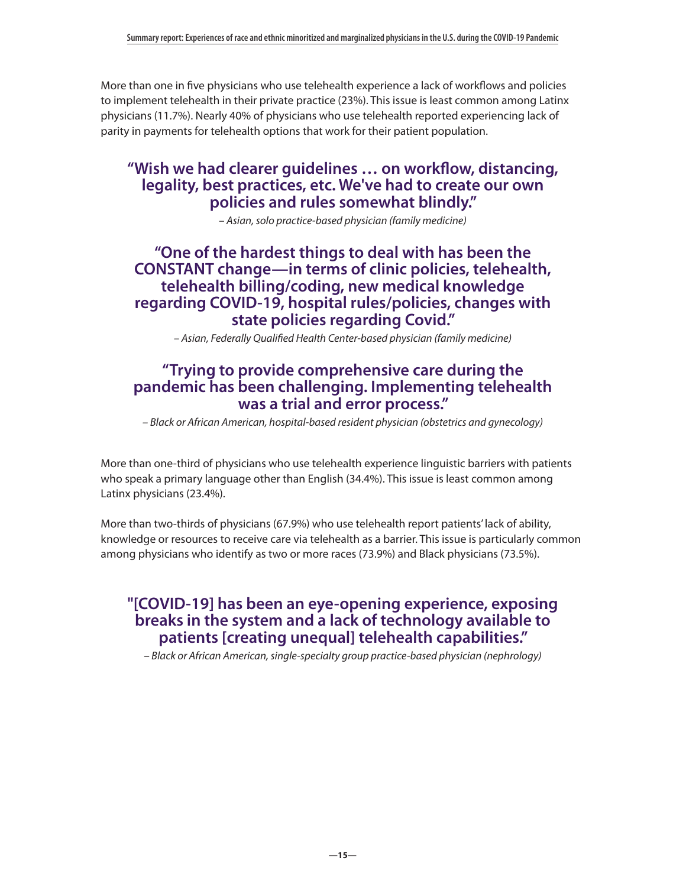More than one in five physicians who use telehealth experience a lack of workflows and policies to implement telehealth in their private practice (23%). This issue is least common among Latinx physicians (11.7%). Nearly 40% of physicians who use telehealth reported experiencing lack of parity in payments for telehealth options that work for their patient population.

> **"Wish we had clearer guidelines … on workflow, distancing, legality, best practices, etc. We've had to create our own policies and rules somewhat blindly."**
>
> *– Asian, solo practice-based physician (family medicine)*

> **"One of the hardest things to deal with has been the CONSTANT change—in terms of clinic policies, telehealth, telehealth billing/coding, new medical knowledge regarding COVID-19, hospital rules/policies, changes with state policies regarding Covid."**
>
> *– Asian, Federally Qualified Health Center-based physician (family medicine)*

> **"Trying to provide comprehensive care during the pandemic has been challenging. Implementing telehealth was a trial and error process."**
>
> *– Black or African American, hospital-based resident physician (obstetrics and gynecology)*

More than one-third of physicians who use telehealth experience linguistic barriers with patients who speak a primary language other than English (34.4%). This issue is least common among Latinx physicians (23.4%).

More than two-thirds of physicians (67.9%) who use telehealth report patients' lack of ability, knowledge or resources to receive care via telehealth as a barrier. This issue is particularly common among physicians who identify as two or more races (73.9%) and Black physicians (73.5%).

> **"[COVID-19] has been an eye-opening experience, exposing breaks in the system and a lack of technology available to patients [creating unequal] telehealth capabilities."**
>
> *– Black or African American, single-specialty group practice-based physician (nephrology)*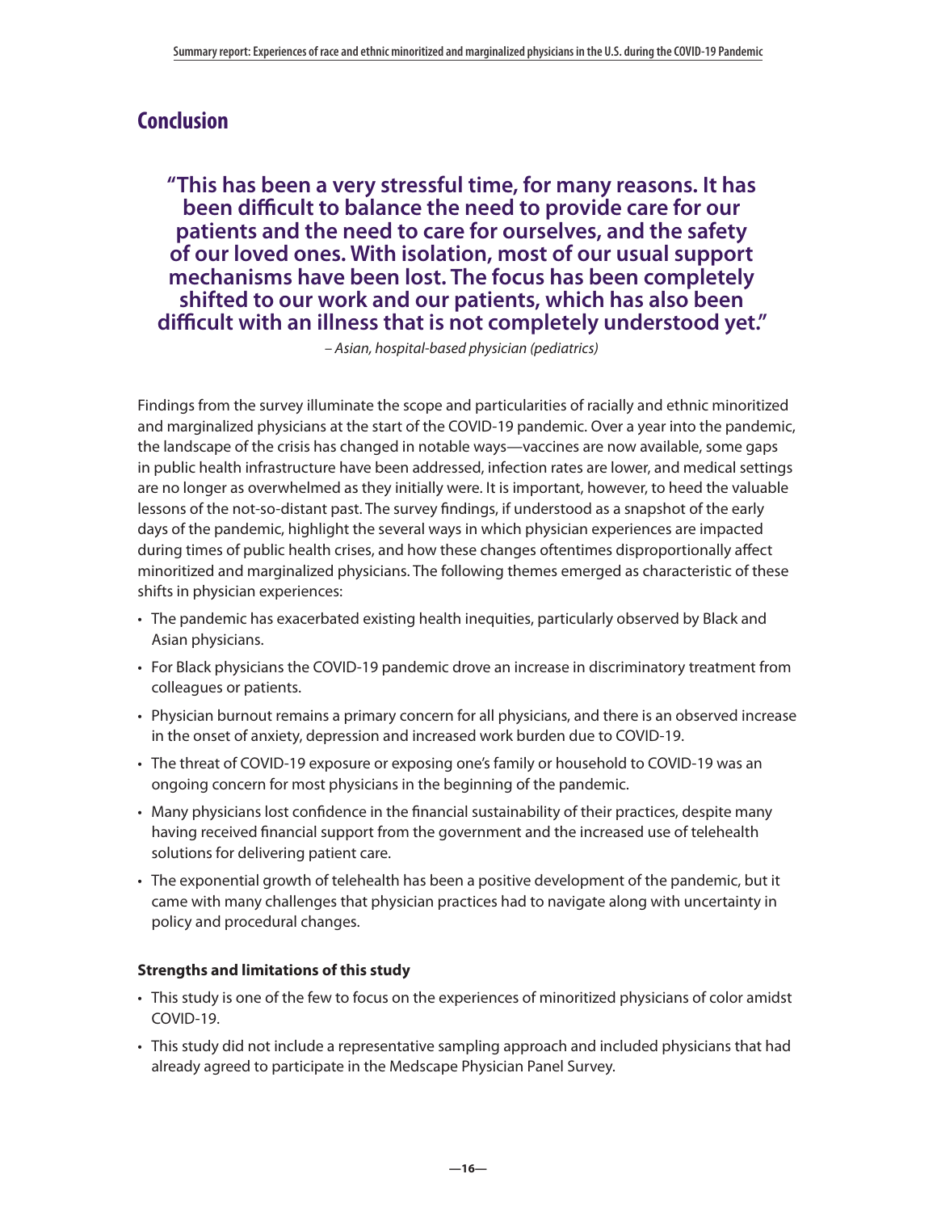## Conclusion

> **"This has been a very stressful time, for many reasons. It has been difficult to balance the need to provide care for our patients and the need to care for ourselves, and the safety of our loved ones. With isolation, most of our usual support mechanisms have been lost. The focus has been completely shifted to our work and our patients, which has also been difficult with an illness that is not completely understood yet."**
>
> *– Asian, hospital-based physician (pediatrics)*

Findings from the survey illuminate the scope and particularities of racially and ethnic minoritized and marginalized physicians at the start of the COVID-19 pandemic. Over a year into the pandemic, the landscape of the crisis has changed in notable ways—vaccines are now available, some gaps in public health infrastructure have been addressed, infection rates are lower, and medical settings are no longer as overwhelmed as they initially were. It is important, however, to heed the valuable lessons of the not-so-distant past. The survey findings, if understood as a snapshot of the early days of the pandemic, highlight the several ways in which physician experiences are impacted during times of public health crises, and how these changes oftentimes disproportionally affect minoritized and marginalized physicians. The following themes emerged as characteristic of these shifts in physician experiences:

- The pandemic has exacerbated existing health inequities, particularly observed by Black and Asian physicians.
- For Black physicians the COVID-19 pandemic drove an increase in discriminatory treatment from colleagues or patients.
- Physician burnout remains a primary concern for all physicians, and there is an observed increase in the onset of anxiety, depression and increased work burden due to COVID-19.
- The threat of COVID-19 exposure or exposing one's family or household to COVID-19 was an ongoing concern for most physicians in the beginning of the pandemic.
- Many physicians lost confidence in the financial sustainability of their practices, despite many having received financial support from the government and the increased use of telehealth solutions for delivering patient care.
- The exponential growth of telehealth has been a positive development of the pandemic, but it came with many challenges that physician practices had to navigate along with uncertainty in policy and procedural changes.

### Strengths and limitations of this study

- This study is one of the few to focus on the experiences of minoritized physicians of color amidst COVID-19.
- This study did not include a representative sampling approach and included physicians that had already agreed to participate in the Medscape Physician Panel Survey.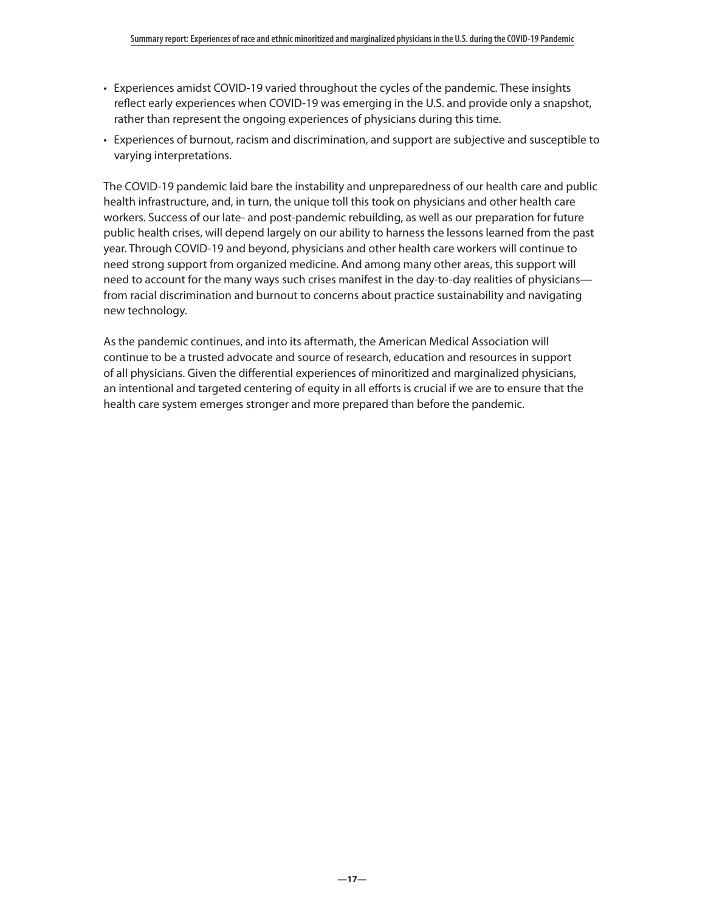- Experiences amidst COVID-19 varied throughout the cycles of the pandemic. These insights reflect early experiences when COVID-19 was emerging in the U.S. and provide only a snapshot, rather than represent the ongoing experiences of physicians during this time.
- Experiences of burnout, racism and discrimination, and support are subjective and susceptible to varying interpretations.

The COVID-19 pandemic laid bare the instability and unpreparedness of our health care and public health infrastructure, and, in turn, the unique toll this took on physicians and other health care workers. Success of our late- and post-pandemic rebuilding, as well as our preparation for future public health crises, will depend largely on our ability to harness the lessons learned from the past year. Through COVID-19 and beyond, physicians and other health care workers will continue to need strong support from organized medicine. And among many other areas, this support will need to account for the many ways such crises manifest in the day-to-day realities of physicians—from racial discrimination and burnout to concerns about practice sustainability and navigating new technology.

As the pandemic continues, and into its aftermath, the American Medical Association will continue to be a trusted advocate and source of research, education and resources in support of all physicians. Given the differential experiences of minoritized and marginalized physicians, an intentional and targeted centering of equity in all efforts is crucial if we are to ensure that the health care system emerges stronger and more prepared than before the pandemic.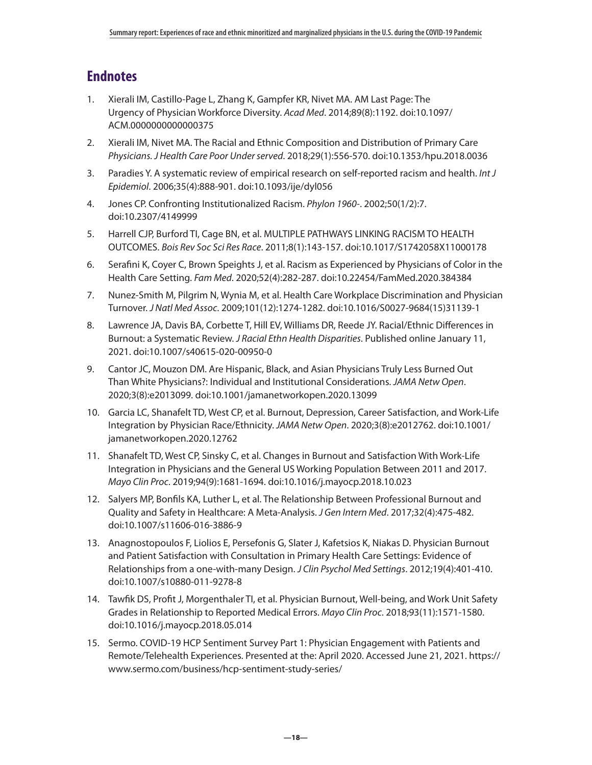## Endnotes

1. Xierali IM, Castillo-Page L, Zhang K, Gampfer KR, Nivet MA. AM Last Page: The Urgency of Physician Workforce Diversity. *Acad Med*. 2014;89(8):1192. doi:10.1097/ACM.0000000000000375
2. Xierali IM, Nivet MA. The Racial and Ethnic Composition and Distribution of Primary Care *Physicians. J Health Care Poor Under served*. 2018;29(1):556-570. doi:10.1353/hpu.2018.0036
3. Paradies Y. A systematic review of empirical research on self-reported racism and health. *Int J Epidemiol*. 2006;35(4):888-901. doi:10.1093/ije/dyl056
4. Jones CP. Confronting Institutionalized Racism. *Phylon 1960-*. 2002;50(1/2):7. doi:10.2307/4149999
5. Harrell CJP, Burford TI, Cage BN, et al. MULTIPLE PATHWAYS LINKING RACISM TO HEALTH OUTCOMES. *Bois Rev Soc Sci Res Race*. 2011;8(1):143-157. doi:10.1017/S1742058X11000178
6. Serafini K, Coyer C, Brown Speights J, et al. Racism as Experienced by Physicians of Color in the Health Care Setting. *Fam Med*. 2020;52(4):282-287. doi:10.22454/FamMed.2020.384384
7. Nunez-Smith M, Pilgrim N, Wynia M, et al. Health Care Workplace Discrimination and Physician Turnover. *J Natl Med Assoc*. 2009;101(12):1274-1282. doi:10.1016/S0027-9684(15)31139-1
8. Lawrence JA, Davis BA, Corbette T, Hill EV, Williams DR, Reede JY. Racial/Ethnic Differences in Burnout: a Systematic Review. *J Racial Ethn Health Disparities*. Published online January 11, 2021. doi:10.1007/s40615-020-00950-0
9. Cantor JC, Mouzon DM. Are Hispanic, Black, and Asian Physicians Truly Less Burned Out Than White Physicians?: Individual and Institutional Considerations. *JAMA Netw Open*. 2020;3(8):e2013099. doi:10.1001/jamanetworkopen.2020.13099
10. Garcia LC, Shanafelt TD, West CP, et al. Burnout, Depression, Career Satisfaction, and Work-Life Integration by Physician Race/Ethnicity. *JAMA Netw Open*. 2020;3(8):e2012762. doi:10.1001/jamanetworkopen.2020.12762
11. Shanafelt TD, West CP, Sinsky C, et al. Changes in Burnout and Satisfaction With Work-Life Integration in Physicians and the General US Working Population Between 2011 and 2017. *Mayo Clin Proc*. 2019;94(9):1681-1694. doi:10.1016/j.mayocp.2018.10.023
12. Salyers MP, Bonfils KA, Luther L, et al. The Relationship Between Professional Burnout and Quality and Safety in Healthcare: A Meta-Analysis. *J Gen Intern Med*. 2017;32(4):475-482. doi:10.1007/s11606-016-3886-9
13. Anagnostopoulos F, Liolios E, Persefonis G, Slater J, Kafetsios K, Niakas D. Physician Burnout and Patient Satisfaction with Consultation in Primary Health Care Settings: Evidence of Relationships from a one-with-many Design. *J Clin Psychol Med Settings*. 2012;19(4):401-410. doi:10.1007/s10880-011-9278-8
14. Tawfik DS, Profit J, Morgenthaler TI, et al. Physician Burnout, Well-being, and Work Unit Safety Grades in Relationship to Reported Medical Errors. *Mayo Clin Proc*. 2018;93(11):1571-1580. doi:10.1016/j.mayocp.2018.05.014
15. Sermo. COVID-19 HCP Sentiment Survey Part 1: Physician Engagement with Patients and Remote/Telehealth Experiences. Presented at the: April 2020. Accessed June 21, 2021. https://www.sermo.com/business/hcp-sentiment-study-series/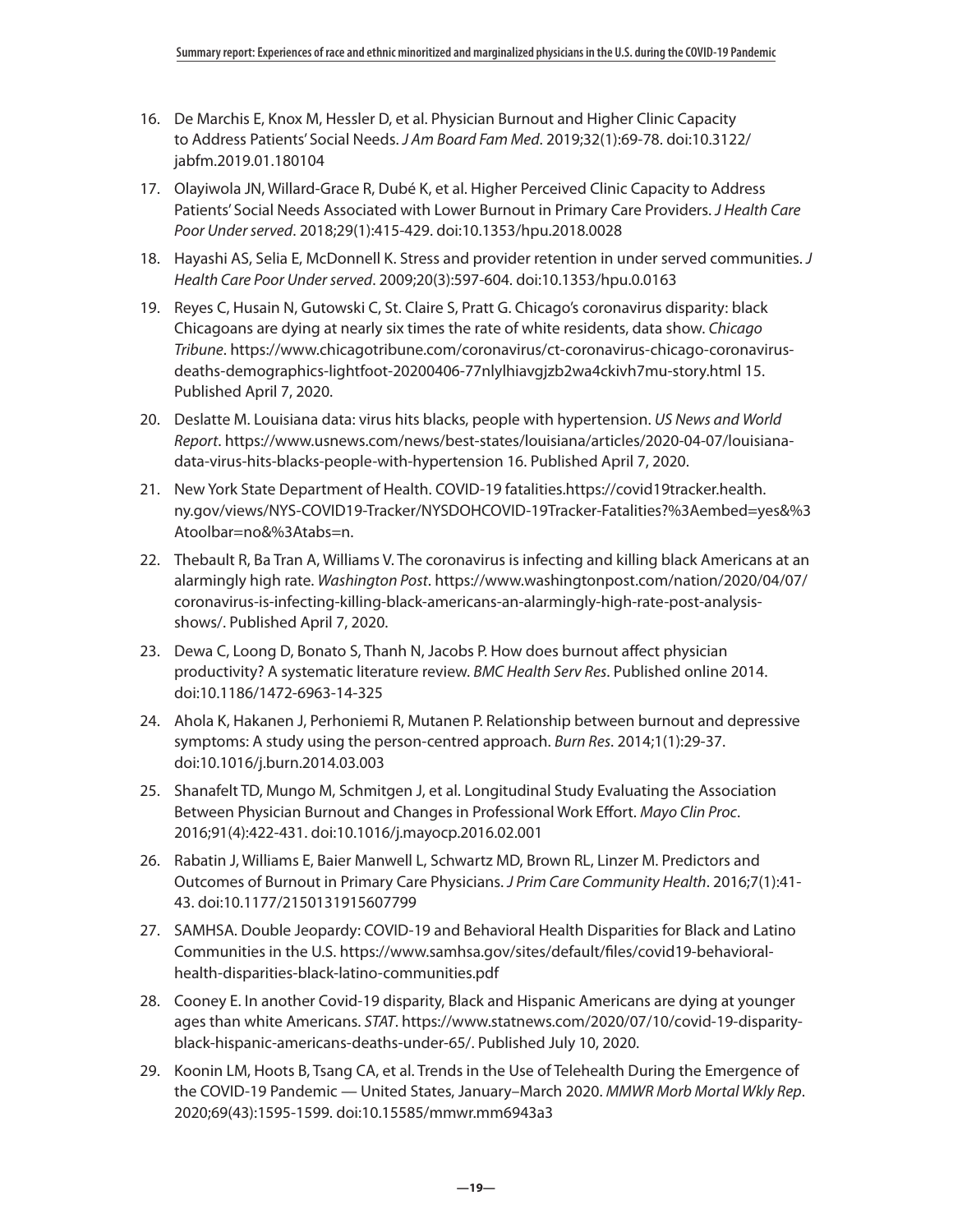16. De Marchis E, Knox M, Hessler D, et al. Physician Burnout and Higher Clinic Capacity to Address Patients' Social Needs. *J Am Board Fam Med*. 2019;32(1):69-78. doi:10.3122/jabfm.2019.01.180104
17. Olayiwola JN, Willard-Grace R, Dubé K, et al. Higher Perceived Clinic Capacity to Address Patients' Social Needs Associated with Lower Burnout in Primary Care Providers. *J Health Care Poor Under served*. 2018;29(1):415-429. doi:10.1353/hpu.2018.0028
18. Hayashi AS, Selia E, McDonnell K. Stress and provider retention in under served communities. *J Health Care Poor Under served*. 2009;20(3):597-604. doi:10.1353/hpu.0.0163
19. Reyes C, Husain N, Gutowski C, St. Claire S, Pratt G. Chicago's coronavirus disparity: black Chicagoans are dying at nearly six times the rate of white residents, data show. *Chicago Tribune*. https://www.chicagotribune.com/coronavirus/ct-coronavirus-chicago-coronavirus-deaths-demographics-lightfoot-20200406-77nlylhiavgjzb2wa4ckivh7mu-story.html 15. Published April 7, 2020.
20. Deslatte M. Louisiana data: virus hits blacks, people with hypertension. *US News and World Report*. https://www.usnews.com/news/best-states/louisiana/articles/2020-04-07/louisiana-data-virus-hits-blacks-people-with-hypertension 16. Published April 7, 2020.
21. New York State Department of Health. COVID-19 fatalities.https://covid19tracker.health.ny.gov/views/NYS-COVID19-Tracker/NYSDOHCOVID-19Tracker-Fatalities?%3Aembed=yes&%3Atoolbar=no&%3Atabs=n.
22. Thebault R, Ba Tran A, Williams V. The coronavirus is infecting and killing black Americans at an alarmingly high rate. *Washington Post*. https://www.washingtonpost.com/nation/2020/04/07/coronavirus-is-infecting-killing-black-americans-an-alarmingly-high-rate-post-analysis-shows/. Published April 7, 2020.
23. Dewa C, Loong D, Bonato S, Thanh N, Jacobs P. How does burnout affect physician productivity? A systematic literature review. *BMC Health Serv Res*. Published online 2014. doi:10.1186/1472-6963-14-325
24. Ahola K, Hakanen J, Perhoniemi R, Mutanen P. Relationship between burnout and depressive symptoms: A study using the person-centred approach. *Burn Res*. 2014;1(1):29-37. doi:10.1016/j.burn.2014.03.003
25. Shanafelt TD, Mungo M, Schmitgen J, et al. Longitudinal Study Evaluating the Association Between Physician Burnout and Changes in Professional Work Effort. *Mayo Clin Proc*. 2016;91(4):422-431. doi:10.1016/j.mayocp.2016.02.001
26. Rabatin J, Williams E, Baier Manwell L, Schwartz MD, Brown RL, Linzer M. Predictors and Outcomes of Burnout in Primary Care Physicians. *J Prim Care Community Health*. 2016;7(1):41-43. doi:10.1177/2150131915607799
27. SAMHSA. Double Jeopardy: COVID-19 and Behavioral Health Disparities for Black and Latino Communities in the U.S. https://www.samhsa.gov/sites/default/files/covid19-behavioral-health-disparities-black-latino-communities.pdf
28. Cooney E. In another Covid-19 disparity, Black and Hispanic Americans are dying at younger ages than white Americans. *STAT*. https://www.statnews.com/2020/07/10/covid-19-disparity-black-hispanic-americans-deaths-under-65/. Published July 10, 2020.
29. Koonin LM, Hoots B, Tsang CA, et al. Trends in the Use of Telehealth During the Emergence of the COVID-19 Pandemic — United States, January–March 2020. *MMWR Morb Mortal Wkly Rep*. 2020;69(43):1595-1599. doi:10.15585/mmwr.mm6943a3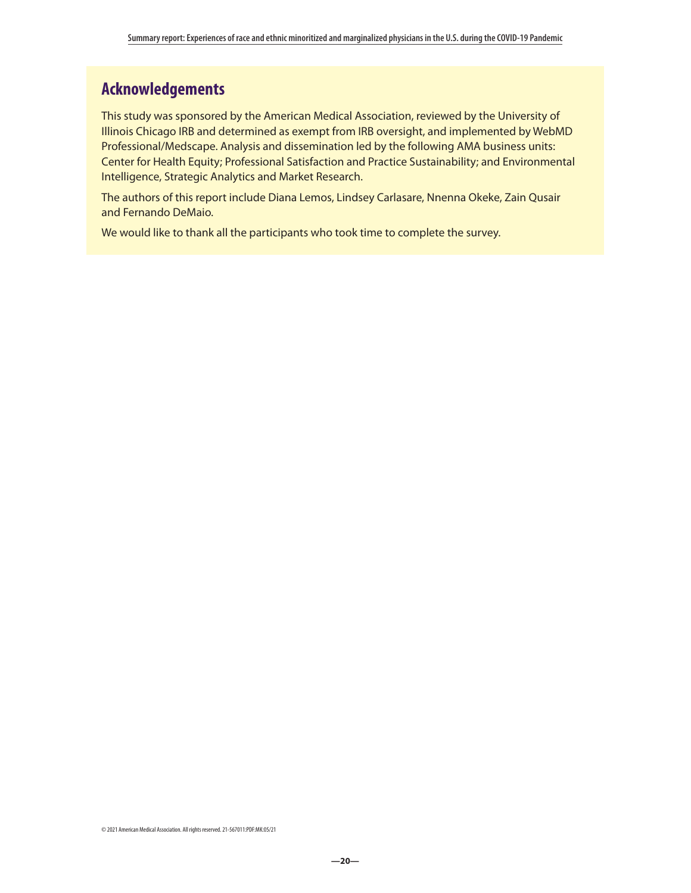## Acknowledgements

This study was sponsored by the American Medical Association, reviewed by the University of Illinois Chicago IRB and determined as exempt from IRB oversight, and implemented by WebMD Professional/Medscape. Analysis and dissemination led by the following AMA business units: Center for Health Equity; Professional Satisfaction and Practice Sustainability; and Environmental Intelligence, Strategic Analytics and Market Research.

The authors of this report include Diana Lemos, Lindsey Carlasare, Nnenna Okeke, Zain Qusair and Fernando DeMaio.

We would like to thank all the participants who took time to complete the survey.

© 2021 American Medical Association. All rights reserved. 21-567011:PDF:MK:05/21